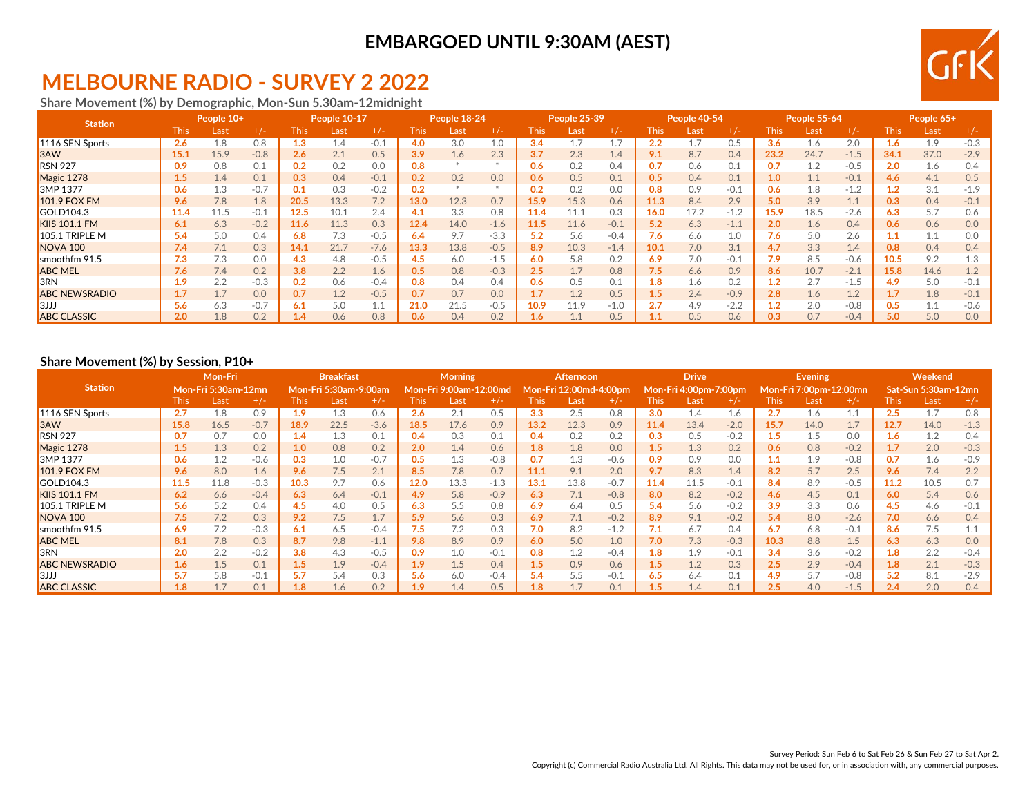**EMBARGOED UNTIL 9:30AM (AEST)**

# MELBOURNE RADIO - SURVEY 2 2022

### Share Movement (%) by Demographic, Mon-Sun 5.30am-12midnight

| Station | People 10+ | | | People 10-17 | | | People 18-24 | | | People 25-39 | | | People 40-54 | | | People 55-64 | | | People 65+ | | |
|---|---|---|---|---|---|---|---|---|---|---|---|---|---|---|---|---|---|---|---|---|---|
| | This | Last | +/- | This | Last | +/- | This | Last | +/- | This | Last | +/- | This | Last | +/- | This | Last | +/- | This | Last | +/- |
| 1116 SEN Sports | 2.6 | 1.8 | 0.8 | 1.3 | 1.4 | -0.1 | 4.0 | 3.0 | 1.0 | 3.4 | 1.7 | 1.7 | 2.2 | 1.7 | 0.5 | 3.6 | 1.6 | 2.0 | 1.6 | 1.9 | -0.3 |
| 3AW | 15.1 | 15.9 | -0.8 | 2.6 | 2.1 | 0.5 | 3.9 | 1.6 | 2.3 | 3.7 | 2.3 | 1.4 | 9.1 | 8.7 | 0.4 | 23.2 | 24.7 | -1.5 | 34.1 | 37.0 | -2.9 |
| RSN 927 | 0.9 | 0.8 | 0.1 | 0.2 | 0.2 | 0.0 | 0.8 | * | * | 0.6 | 0.2 | 0.4 | 0.7 | 0.6 | 0.1 | 0.7 | 1.2 | -0.5 | 2.0 | 1.6 | 0.4 |
| Magic 1278 | 1.5 | 1.4 | 0.1 | 0.3 | 0.4 | -0.1 | 0.2 | 0.2 | 0.0 | 0.6 | 0.5 | 0.1 | 0.5 | 0.4 | 0.1 | 1.0 | 1.1 | -0.1 | 4.6 | 4.1 | 0.5 |
| 3MP 1377 | 0.6 | 1.3 | -0.7 | 0.1 | 0.3 | -0.2 | 0.2 | * | * | 0.2 | 0.2 | 0.0 | 0.8 | 0.9 | -0.1 | 0.6 | 1.8 | -1.2 | 1.2 | 3.1 | -1.9 |
| 101.9 FOX FM | 9.6 | 7.8 | 1.8 | 20.5 | 13.3 | 7.2 | 13.0 | 12.3 | 0.7 | 15.9 | 15.3 | 0.6 | 11.3 | 8.4 | 2.9 | 5.0 | 3.9 | 1.1 | 0.3 | 0.4 | -0.1 |
| GOLD104.3 | 11.4 | 11.5 | -0.1 | 12.5 | 10.1 | 2.4 | 4.1 | 3.3 | 0.8 | 11.4 | 11.1 | 0.3 | 16.0 | 17.2 | -1.2 | 15.9 | 18.5 | -2.6 | 6.3 | 5.7 | 0.6 |
| KIIS 101.1 FM | 6.1 | 6.3 | -0.2 | 11.6 | 11.3 | 0.3 | 12.4 | 14.0 | -1.6 | 11.5 | 11.6 | -0.1 | 5.2 | 6.3 | -1.1 | 2.0 | 1.6 | 0.4 | 0.6 | 0.6 | 0.0 |
| 105.1 TRIPLE M | 5.4 | 5.0 | 0.4 | 6.8 | 7.3 | -0.5 | 6.4 | 9.7 | -3.3 | 5.2 | 5.6 | -0.4 | 7.6 | 6.6 | 1.0 | 7.6 | 5.0 | 2.6 | 1.1 | 1.1 | 0.0 |
| NOVA 100 | 7.4 | 7.1 | 0.3 | 14.1 | 21.7 | -7.6 | 13.3 | 13.8 | -0.5 | 8.9 | 10.3 | -1.4 | 10.1 | 7.0 | 3.1 | 4.7 | 3.3 | 1.4 | 0.8 | 0.4 | 0.4 |
| smoothfm 91.5 | 7.3 | 7.3 | 0.0 | 4.3 | 4.8 | -0.5 | 4.5 | 6.0 | -1.5 | 6.0 | 5.8 | 0.2 | 6.9 | 7.0 | -0.1 | 7.9 | 8.5 | -0.6 | 10.5 | 9.2 | 1.3 |
| ABC MEL | 7.6 | 7.4 | 0.2 | 3.8 | 2.2 | 1.6 | 0.5 | 0.8 | -0.3 | 2.5 | 1.7 | 0.8 | 7.5 | 6.6 | 0.9 | 8.6 | 10.7 | -2.1 | 15.8 | 14.6 | 1.2 |
| 3RN | 1.9 | 2.2 | -0.3 | 0.2 | 0.6 | -0.4 | 0.8 | 0.4 | 0.4 | 0.6 | 0.5 | 0.1 | 1.8 | 1.6 | 0.2 | 1.2 | 2.7 | -1.5 | 4.9 | 5.0 | -0.1 |
| ABC NEWSRADIO | 1.7 | 1.7 | 0.0 | 0.7 | 1.2 | -0.5 | 0.7 | 0.7 | 0.0 | 1.7 | 1.2 | 0.5 | 1.5 | 2.4 | -0.9 | 2.8 | 1.6 | 1.2 | 1.7 | 1.8 | -0.1 |
| 3JJJ | 5.6 | 6.3 | -0.7 | 6.1 | 5.0 | 1.1 | 21.0 | 21.5 | -0.5 | 10.9 | 11.9 | -1.0 | 2.7 | 4.9 | -2.2 | 1.2 | 2.0 | -0.8 | 0.5 | 1.1 | -0.6 |
| ABC CLASSIC | 2.0 | 1.8 | 0.2 | 1.4 | 0.6 | 0.8 | 0.6 | 0.4 | 0.2 | 1.6 | 1.1 | 0.5 | 1.1 | 0.5 | 0.6 | 0.3 | 0.7 | -0.4 | 5.0 | 5.0 | 0.0 |

### Share Movement (%) by Session, P10+

| Station | Mon-Fri Mon-Fri 5:30am-12mn | | | Breakfast Mon-Fri 5:30am-9:00am | | | Morning Mon-Fri 9:00am-12:00md | | | Afternoon Mon-Fri 12:00md-4:00pm | | | Drive Mon-Fri 4:00pm-7:00pm | | | Evening Mon-Fri 7:00pm-12:00mn | | | Weekend Sat-Sun 5:30am-12mn | | |
|---|---|---|---|---|---|---|---|---|---|---|---|---|---|---|---|---|---|---|---|---|---|
| | This | Last | +/- | This | Last | +/- | This | Last | +/- | This | Last | +/- | This | Last | +/- | This | Last | +/- | This | Last | +/- |
| 1116 SEN Sports | 2.7 | 1.8 | 0.9 | 1.9 | 1.3 | 0.6 | 2.6 | 2.1 | 0.5 | 3.3 | 2.5 | 0.8 | 3.0 | 1.4 | 1.6 | 2.7 | 1.6 | 1.1 | 2.5 | 1.7 | 0.8 |
| 3AW | 15.8 | 16.5 | -0.7 | 18.9 | 22.5 | -3.6 | 18.5 | 17.6 | 0.9 | 13.2 | 12.3 | 0.9 | 11.4 | 13.4 | -2.0 | 15.7 | 14.0 | 1.7 | 12.7 | 14.0 | -1.3 |
| RSN 927 | 0.7 | 0.7 | 0.0 | 1.4 | 1.3 | 0.1 | 0.4 | 0.3 | 0.1 | 0.4 | 0.2 | 0.2 | 0.3 | 0.5 | -0.2 | 1.5 | 1.5 | 0.0 | 1.6 | 1.2 | 0.4 |
| Magic 1278 | 1.5 | 1.3 | 0.2 | 1.0 | 0.8 | 0.2 | 2.0 | 1.4 | 0.6 | 1.8 | 1.8 | 0.0 | 1.5 | 1.3 | 0.2 | 0.6 | 0.8 | -0.2 | 1.7 | 2.0 | -0.3 |
| 3MP 1377 | 0.6 | 1.2 | -0.6 | 0.3 | 1.0 | -0.7 | 0.5 | 1.3 | -0.8 | 0.7 | 1.3 | -0.6 | 0.9 | 0.9 | 0.0 | 1.1 | 1.9 | -0.8 | 0.7 | 1.6 | -0.9 |
| 101.9 FOX FM | 9.6 | 8.0 | 1.6 | 9.6 | 7.5 | 2.1 | 8.5 | 7.8 | 0.7 | 11.1 | 9.1 | 2.0 | 9.7 | 8.3 | 1.4 | 8.2 | 5.7 | 2.5 | 9.6 | 7.4 | 2.2 |
| GOLD104.3 | 11.5 | 11.8 | -0.3 | 10.3 | 9.7 | 0.6 | 12.0 | 13.3 | -1.3 | 13.1 | 13.8 | -0.7 | 11.4 | 11.5 | -0.1 | 8.4 | 8.9 | -0.5 | 11.2 | 10.5 | 0.7 |
| KIIS 101.1 FM | 6.2 | 6.6 | -0.4 | 6.3 | 6.4 | -0.1 | 4.9 | 5.8 | -0.9 | 6.3 | 7.1 | -0.8 | 8.0 | 8.2 | -0.2 | 4.6 | 4.5 | 0.1 | 6.0 | 5.4 | 0.6 |
| 105.1 TRIPLE M | 5.6 | 5.2 | 0.4 | 4.5 | 4.0 | 0.5 | 6.3 | 5.5 | 0.8 | 6.9 | 6.4 | 0.5 | 5.4 | 5.6 | -0.2 | 3.9 | 3.3 | 0.6 | 4.5 | 4.6 | -0.1 |
| NOVA 100 | 7.5 | 7.2 | 0.3 | 9.2 | 7.5 | 1.7 | 5.9 | 5.6 | 0.3 | 6.9 | 7.1 | -0.2 | 8.9 | 9.1 | -0.2 | 5.4 | 8.0 | -2.6 | 7.0 | 6.6 | 0.4 |
| smoothfm 91.5 | 6.9 | 7.2 | -0.3 | 6.1 | 6.5 | -0.4 | 7.5 | 7.2 | 0.3 | 7.0 | 8.2 | -1.2 | 7.1 | 6.7 | 0.4 | 6.7 | 6.8 | -0.1 | 8.6 | 7.5 | 1.1 |
| ABC MEL | 8.1 | 7.8 | 0.3 | 8.7 | 9.8 | -1.1 | 9.8 | 8.9 | 0.9 | 6.0 | 5.0 | 1.0 | 7.0 | 7.3 | -0.3 | 10.3 | 8.8 | 1.5 | 6.3 | 6.3 | 0.0 |
| 3RN | 2.0 | 2.2 | -0.2 | 3.8 | 4.3 | -0.5 | 0.9 | 1.0 | -0.1 | 0.8 | 1.2 | -0.4 | 1.8 | 1.9 | -0.1 | 3.4 | 3.6 | -0.2 | 1.8 | 2.2 | -0.4 |
| ABC NEWSRADIO | 1.6 | 1.5 | 0.1 | 1.5 | 1.9 | -0.4 | 1.9 | 1.5 | 0.4 | 1.5 | 0.9 | 0.6 | 1.5 | 1.2 | 0.3 | 2.5 | 2.9 | -0.4 | 1.8 | 2.1 | -0.3 |
| 3JJJ | 5.7 | 5.8 | -0.1 | 5.7 | 5.4 | 0.3 | 5.6 | 6.0 | -0.4 | 5.4 | 5.5 | -0.1 | 6.5 | 6.4 | 0.1 | 4.9 | 5.7 | -0.8 | 5.2 | 8.1 | -2.9 |
| ABC CLASSIC | 1.8 | 1.7 | 0.1 | 1.8 | 1.6 | 0.2 | 1.9 | 1.4 | 0.5 | 1.8 | 1.7 | 0.1 | 1.5 | 1.4 | 0.1 | 2.5 | 4.0 | -1.5 | 2.4 | 2.0 | 0.4 |

Survey Period: Sun Feb 6 to Sat Feb 26 & Sun Feb 27 to Sat Apr 2.

Copyright (c) Commercial Radio Australia Ltd. All Rights. This data may not be used for, or in association with, any commercial purposes.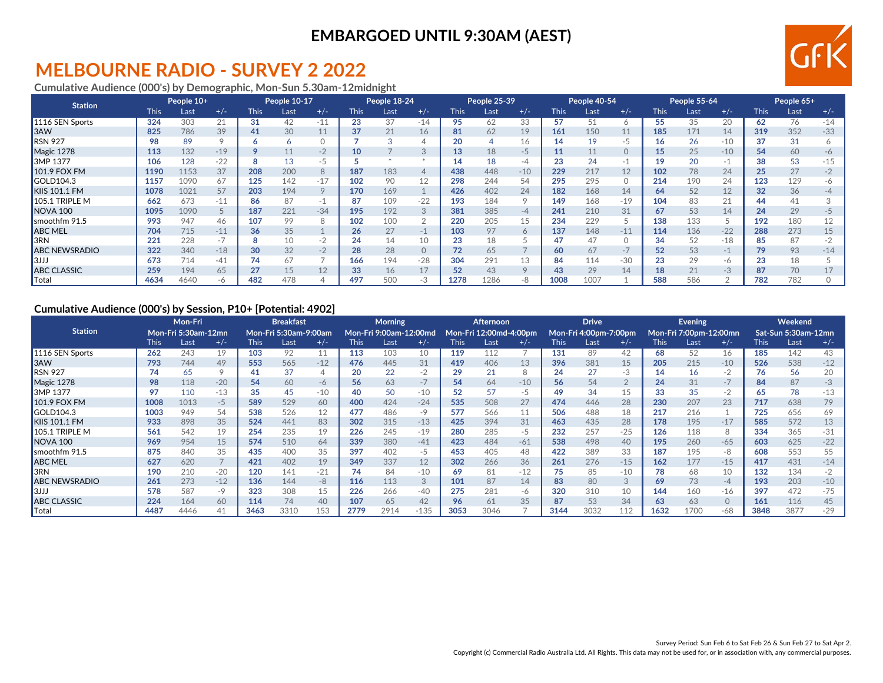**EMBARGOED UNTIL 9:30AM (AEST)**

# MELBOURNE RADIO - SURVEY 2 2022

### Cumulative Audience (000's) by Demographic, Mon-Sun 5.30am-12midnight

| Station | People 10+ | | | People 10-17 | | | People 18-24 | | | People 25-39 | | | People 40-54 | | | People 55-64 | | | People 65+ | | |
|---|---|---|---|---|---|---|---|---|---|---|---|---|---|---|---|---|---|---|---|---|---|
| | This | Last | +/- | This | Last | +/- | This | Last | +/- | This | Last | +/- | This | Last | +/- | This | Last | +/- | This | Last | +/- |
| 1116 SEN Sports | **324** | 303 | 21 | **31** | 42 | -11 | **23** | 37 | -14 | **95** | 62 | 33 | **57** | 51 | 6 | **55** | 35 | 20 | **62** | 76 | -14 |
| 3AW | **825** | 786 | 39 | **41** | 30 | 11 | **37** | 21 | 16 | **81** | 62 | 19 | **161** | 150 | 11 | **185** | 171 | 14 | **319** | 352 | -33 |
| RSN 927 | **98** | 89 | 9 | **6** | 6 | 0 | **7** | 3 | 4 | **20** | 4 | 16 | **14** | 19 | -5 | **16** | 26 | -10 | **37** | 31 | 6 |
| Magic 1278 | **113** | 132 | -19 | **9** | 11 | -2 | **10** | 7 | 3 | **13** | 18 | -5 | **11** | 11 | 0 | **15** | 25 | -10 | **54** | 60 | -6 |
| 3MP 1377 | **106** | 128 | -22 | **8** | 13 | -5 | **5** | * | * | **14** | 18 | -4 | **23** | 24 | -1 | **19** | 20 | -1 | **38** | 53 | -15 |
| 101.9 FOX FM | **1190** | 1153 | 37 | **208** | 200 | 8 | **187** | 183 | 4 | **438** | 448 | -10 | **229** | 217 | 12 | **102** | 78 | 24 | **25** | 27 | -2 |
| GOLD104.3 | **1157** | 1090 | 67 | **125** | 142 | -17 | **102** | 90 | 12 | **298** | 244 | 54 | **295** | 295 | 0 | **214** | 190 | 24 | **123** | 129 | -6 |
| KIIS 101.1 FM | **1078** | 1021 | 57 | **203** | 194 | 9 | **170** | 169 | 1 | **426** | 402 | 24 | **182** | 168 | 14 | **64** | 52 | 12 | **32** | 36 | -4 |
| 105.1 TRIPLE M | **662** | 673 | -11 | **86** | 87 | -1 | **87** | 109 | -22 | **193** | 184 | 9 | **149** | 168 | -19 | **104** | 83 | 21 | **44** | 41 | 3 |
| NOVA 100 | **1095** | 1090 | 5 | **187** | 221 | -34 | **195** | 192 | 3 | **381** | 385 | -4 | **241** | 210 | 31 | **67** | 53 | 14 | **24** | 29 | -5 |
| smoothfm 91.5 | **993** | 947 | 46 | **107** | 99 | 8 | **102** | 100 | 2 | **220** | 205 | 15 | **234** | 229 | 5 | **138** | 133 | 5 | **192** | 180 | 12 |
| ABC MEL | **704** | 715 | -11 | **36** | 35 | 1 | **26** | 27 | -1 | **103** | 97 | 6 | **137** | 148 | -11 | **114** | 136 | -22 | **288** | 273 | 15 |
| 3RN | **221** | 228 | -7 | **8** | 10 | -2 | **24** | 14 | 10 | **23** | 18 | 5 | **47** | 47 | 0 | **34** | 52 | -18 | **85** | 87 | -2 |
| ABC NEWSRADIO | **322** | 340 | -18 | **30** | 32 | -2 | **28** | 28 | 0 | **72** | 65 | 7 | **60** | 67 | -7 | **52** | 53 | -1 | **79** | 93 | -14 |
| 3JJJ | **673** | 714 | -41 | **74** | 67 | 7 | **166** | 194 | -28 | **304** | 291 | 13 | **84** | 114 | -30 | **23** | 29 | -6 | **23** | 18 | 5 |
| ABC CLASSIC | **259** | 194 | 65 | **27** | 15 | 12 | **33** | 16 | 17 | **52** | 43 | 9 | **43** | 29 | 14 | **18** | 21 | -3 | **87** | 70 | 17 |
| Total | **4634** | 4640 | -6 | **482** | 478 | 4 | **497** | 500 | -3 | **1278** | 1286 | -8 | **1008** | 1007 | 1 | **588** | 586 | 2 | **782** | 782 | 0 |

### Cumulative Audience (000's) by Session, P10+ [Potential: 4902]

| Station | Mon-Fri | | | Breakfast | | | Morning | | | Afternoon | | | Drive | | | Evening | | | Weekend | | |
|---|---|---|---|---|---|---|---|---|---|---|---|---|---|---|---|---|---|---|---|---|---|
| | Mon-Fri 5:30am-12mn | | | Mon-Fri 5:30am-9:00am | | | Mon-Fri 9:00am-12:00md | | | Mon-Fri 12:00md-4:00pm | | | Mon-Fri 4:00pm-7:00pm | | | Mon-Fri 7:00pm-12:00mn | | | Sat-Sun 5:30am-12mn | | |
| | This | Last | +/- | This | Last | +/- | This | Last | +/- | This | Last | +/- | This | Last | +/- | This | Last | +/- | This | Last | +/- |
| 1116 SEN Sports | **262** | 243 | 19 | **103** | 92 | 11 | **113** | 103 | 10 | **119** | 112 | 7 | **131** | 89 | 42 | **68** | 52 | 16 | **185** | 142 | 43 |
| 3AW | **793** | 744 | 49 | **553** | 565 | -12 | **476** | 445 | 31 | **419** | 406 | 13 | **396** | 381 | 15 | **205** | 215 | -10 | **526** | 538 | -12 |
| RSN 927 | **74** | 65 | 9 | **41** | 37 | 4 | **20** | 22 | -2 | **29** | 21 | 8 | **24** | 27 | -3 | **14** | 16 | -2 | **76** | 56 | 20 |
| Magic 1278 | **98** | 118 | -20 | **54** | 60 | -6 | **56** | 63 | -7 | **54** | 64 | -10 | **56** | 54 | 2 | **24** | 31 | -7 | **84** | 87 | -3 |
| 3MP 1377 | **97** | 110 | -13 | **35** | 45 | -10 | **40** | 50 | -10 | **52** | 57 | -5 | **49** | 34 | 15 | **33** | 35 | -2 | **65** | 78 | -13 |
| 101.9 FOX FM | **1008** | 1013 | -5 | **589** | 529 | 60 | **400** | 424 | -24 | **535** | 508 | 27 | **474** | 446 | 28 | **230** | 207 | 23 | **717** | 638 | 79 |
| GOLD104.3 | **1003** | 949 | 54 | **538** | 526 | 12 | **477** | 486 | -9 | **577** | 566 | 11 | **506** | 488 | 18 | **217** | 216 | 1 | **725** | 656 | 69 |
| KIIS 101.1 FM | **933** | 898 | 35 | **524** | 441 | 83 | **302** | 315 | -13 | **425** | 394 | 31 | **463** | 435 | 28 | **178** | 195 | -17 | **585** | 572 | 13 |
| 105.1 TRIPLE M | **561** | 542 | 19 | **254** | 235 | 19 | **226** | 245 | -19 | **280** | 285 | -5 | **232** | 257 | -25 | **126** | 118 | 8 | **334** | 365 | -31 |
| NOVA 100 | **969** | 954 | 15 | **574** | 510 | 64 | **339** | 380 | -41 | **423** | 484 | -61 | **538** | 498 | 40 | **195** | 260 | -65 | **603** | 625 | -22 |
| smoothfm 91.5 | **875** | 840 | 35 | **435** | 400 | 35 | **397** | 402 | -5 | **453** | 405 | 48 | **422** | 389 | 33 | **187** | 195 | -8 | **608** | 553 | 55 |
| ABC MEL | **627** | 620 | 7 | **421** | 402 | 19 | **349** | 337 | 12 | **302** | 266 | 36 | **261** | 276 | -15 | **162** | 177 | -15 | **417** | 431 | -14 |
| 3RN | **190** | 210 | -20 | **120** | 141 | -21 | **74** | 84 | -10 | **69** | 81 | -12 | **75** | 85 | -10 | **78** | 68 | 10 | **132** | 134 | -2 |
| ABC NEWSRADIO | **261** | 273 | -12 | **136** | 144 | -8 | **116** | 113 | 3 | **101** | 87 | 14 | **83** | 80 | 3 | **69** | 73 | -4 | **193** | 203 | -10 |
| 3JJJ | **578** | 587 | -9 | **323** | 308 | 15 | **226** | 266 | -40 | **275** | 281 | -6 | **320** | 310 | 10 | **144** | 160 | -16 | **397** | 472 | -75 |
| ABC CLASSIC | **224** | 164 | 60 | **114** | 74 | 40 | **107** | 65 | 42 | **96** | 61 | 35 | **87** | 53 | 34 | **63** | 63 | 0 | **161** | 116 | 45 |
| Total | **4487** | 4446 | 41 | **3463** | 3310 | 153 | **2779** | 2914 | -135 | **3053** | 3046 | 7 | **3144** | 3032 | 112 | **1632** | 1700 | -68 | **3848** | 3877 | -29 |

Survey Period: Sun Feb 6 to Sat Feb 26 & Sun Feb 27 to Sat Apr 2.

Copyright (c) Commercial Radio Australia Ltd. All Rights. This data may not be used for, or in association with, any commercial purposes.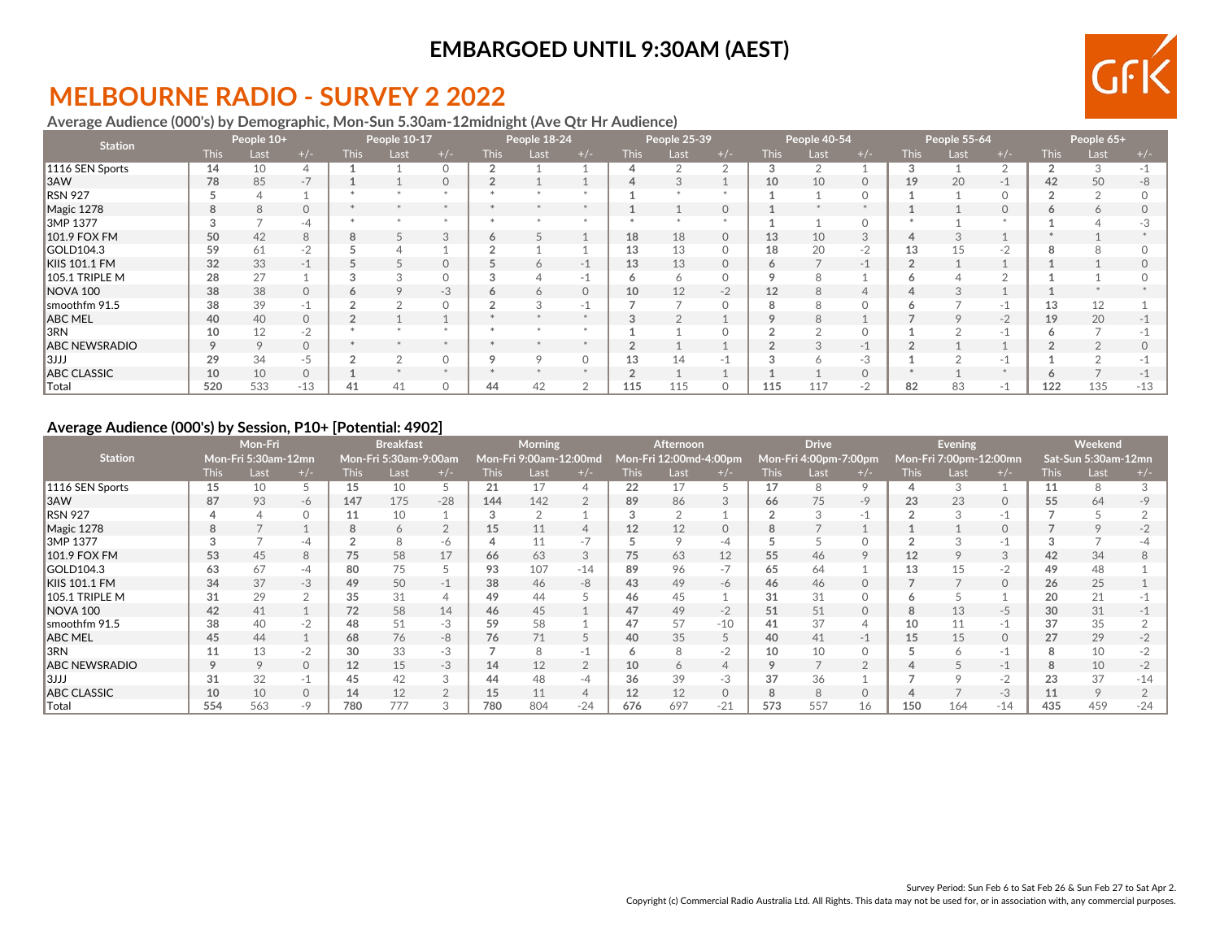# EMBARGOED UNTIL 9:30AM (AEST)

# MELBOURNE RADIO - SURVEY 2 2022

### Average Audience (000's) by Demographic, Mon-Sun 5.30am-12midnight (Ave Qtr Hr Audience)

| Station | People 10+ | | | People 10-17 | | | People 18-24 | | | People 25-39 | | | People 40-54 | | | People 55-64 | | | People 65+ | | |
|---|---|---|---|---|---|---|---|---|---|---|---|---|---|---|---|---|---|---|---|---|---|
| | This | Last | +/- | This | Last | +/- | This | Last | +/- | This | Last | +/- | This | Last | +/- | This | Last | +/- | This | Last | +/- |
| 1116 SEN Sports | 14 | 10 | 4 | 1 | 1 | 0 | 2 | 1 | 1 | 4 | 2 | 2 | 3 | 2 | 1 | 3 | 1 | 2 | 2 | 3 | -1 |
| 3AW | 78 | 85 | -7 | 1 | 1 | 0 | 2 | 1 | 1 | 4 | 3 | 1 | 10 | 10 | 0 | 19 | 20 | -1 | 42 | 50 | -8 |
| RSN 927 | 5 | 4 | 1 | * | * | * | * | * | * | 1 | * | * | 1 | 1 | 0 | 1 | 1 | 0 | 2 | 2 | 0 |
| Magic 1278 | 8 | 8 | 0 | * | * | * | * | * | * | 1 | 1 | 0 | 1 | * | * | 1 | 1 | 0 | 6 | 6 | 0 |
| 3MP 1377 | 3 | 7 | -4 | * | * | * | * | * | * | * | * | * | 1 | 1 | 0 | * | 1 | * | 1 | 4 | -3 |
| 101.9 FOX FM | 50 | 42 | 8 | 8 | 5 | 3 | 6 | 5 | 1 | 18 | 18 | 0 | 13 | 10 | 3 | 4 | 3 | 1 | * | 1 | * |
| GOLD104.3 | 59 | 61 | -2 | 5 | 4 | 1 | 2 | 1 | 1 | 13 | 13 | 0 | 18 | 20 | -2 | 13 | 15 | -2 | 8 | 8 | 0 |
| KIIS 101.1 FM | 32 | 33 | -1 | 5 | 5 | 0 | 5 | 6 | -1 | 13 | 13 | 0 | 6 | 7 | -1 | 2 | 1 | 1 | 1 | 1 | 0 |
| 105.1 TRIPLE M | 28 | 27 | 1 | 3 | 3 | 0 | 3 | 4 | -1 | 6 | 6 | 0 | 9 | 8 | 1 | 6 | 4 | 2 | 1 | 1 | 0 |
| NOVA 100 | 38 | 38 | 0 | 6 | 9 | -3 | 6 | 6 | 0 | 10 | 12 | -2 | 12 | 8 | 4 | 4 | 3 | 1 | 1 | * | * |
| smoothfm 91.5 | 38 | 39 | -1 | 2 | 2 | 0 | 2 | 3 | -1 | 7 | 7 | 0 | 8 | 8 | 0 | 6 | 7 | -1 | 13 | 12 | 1 |
| ABC MEL | 40 | 40 | 0 | 2 | 1 | 1 | * | * | * | 3 | 2 | 1 | 9 | 8 | 1 | 7 | 9 | -2 | 19 | 20 | -1 |
| 3RN | 10 | 12 | -2 | * | * | * | * | * | * | 1 | 1 | 0 | 2 | 2 | 0 | 1 | 2 | -1 | 6 | 7 | -1 |
| ABC NEWSRADIO | 9 | 9 | 0 | * | * | * | * | * | * | 2 | 1 | 1 | 2 | 3 | -1 | 2 | 1 | 1 | 2 | 2 | 0 |
| 3JJJ | 29 | 34 | -5 | 2 | 2 | 0 | 9 | 9 | 0 | 13 | 14 | -1 | 3 | 6 | -3 | 1 | 2 | -1 | 1 | 2 | -1 |
| ABC CLASSIC | 10 | 10 | 0 | 1 | * | * | * | * | * | 2 | 1 | 1 | 1 | 1 | 0 | * | 1 | * | 6 | 7 | -1 |
| Total | 520 | 533 | -13 | 41 | 41 | 0 | 44 | 42 | 2 | 115 | 115 | 0 | 115 | 117 | -2 | 82 | 83 | -1 | 122 | 135 | -13 |

### Average Audience (000's) by Session, P10+ [Potential: 4902]

| Station | Mon-Fri Mon-Fri 5:30am-12mn | | | Breakfast Mon-Fri 5:30am-9:00am | | | Morning Mon-Fri 9:00am-12:00md | | | Afternoon Mon-Fri 12:00md-4:00pm | | | Drive Mon-Fri 4:00pm-7:00pm | | | Evening Mon-Fri 7:00pm-12:00mn | | | Weekend Sat-Sun 5:30am-12mn | | |
|---|---|---|---|---|---|---|---|---|---|---|---|---|---|---|---|---|---|---|---|---|---|
| | This | Last | +/- | This | Last | +/- | This | Last | +/- | This | Last | +/- | This | Last | +/- | This | Last | +/- | This | Last | +/- |
| 1116 SEN Sports | 15 | 10 | 5 | 15 | 10 | 5 | 21 | 17 | 4 | 22 | 17 | 5 | 17 | 8 | 9 | 4 | 3 | 1 | 11 | 8 | 3 |
| 3AW | 87 | 93 | -6 | 147 | 175 | -28 | 144 | 142 | 2 | 89 | 86 | 3 | 66 | 75 | -9 | 23 | 23 | 0 | 55 | 64 | -9 |
| RSN 927 | 4 | 4 | 0 | 11 | 10 | 1 | 3 | 2 | 1 | 3 | 2 | 1 | 2 | 3 | -1 | 2 | 3 | -1 | 7 | 5 | 2 |
| Magic 1278 | 8 | 7 | 1 | 8 | 6 | 2 | 15 | 11 | 4 | 12 | 12 | 0 | 8 | 7 | 1 | 1 | 1 | 0 | 7 | 9 | -2 |
| 3MP 1377 | 3 | 7 | -4 | 2 | 8 | -6 | 4 | 11 | -7 | 5 | 9 | -4 | 5 | 5 | 0 | 2 | 3 | -1 | 3 | 7 | -4 |
| 101.9 FOX FM | 53 | 45 | 8 | 75 | 58 | 17 | 66 | 63 | 3 | 75 | 63 | 12 | 55 | 46 | 9 | 12 | 9 | 3 | 42 | 34 | 8 |
| GOLD104.3 | 63 | 67 | -4 | 80 | 75 | 5 | 93 | 107 | -14 | 89 | 96 | -7 | 65 | 64 | 1 | 13 | 15 | -2 | 49 | 48 | 1 |
| KIIS 101.1 FM | 34 | 37 | -3 | 49 | 50 | -1 | 38 | 46 | -8 | 43 | 49 | -6 | 46 | 46 | 0 | 7 | 7 | 0 | 26 | 25 | 1 |
| 105.1 TRIPLE M | 31 | 29 | 2 | 35 | 31 | 4 | 49 | 44 | 5 | 46 | 45 | 1 | 31 | 31 | 0 | 6 | 5 | 1 | 20 | 21 | -1 |
| NOVA 100 | 42 | 41 | 1 | 72 | 58 | 14 | 46 | 45 | 1 | 47 | 49 | -2 | 51 | 51 | 0 | 8 | 13 | -5 | 30 | 31 | -1 |
| smoothfm 91.5 | 38 | 40 | -2 | 48 | 51 | -3 | 59 | 58 | 1 | 47 | 57 | -10 | 41 | 37 | 4 | 10 | 11 | -1 | 37 | 35 | 2 |
| ABC MEL | 45 | 44 | 1 | 68 | 76 | -8 | 76 | 71 | 5 | 40 | 35 | 5 | 40 | 41 | -1 | 15 | 15 | 0 | 27 | 29 | -2 |
| 3RN | 11 | 13 | -2 | 30 | 33 | -3 | 7 | 8 | -1 | 6 | 8 | -2 | 10 | 10 | 0 | 5 | 6 | -1 | 8 | 10 | -2 |
| ABC NEWSRADIO | 9 | 9 | 0 | 12 | 15 | -3 | 14 | 12 | 2 | 10 | 6 | 4 | 9 | 7 | 2 | 4 | 5 | -1 | 8 | 10 | -2 |
| 3JJJ | 31 | 32 | -1 | 45 | 42 | 3 | 44 | 48 | -4 | 36 | 39 | -3 | 37 | 36 | 1 | 7 | 9 | -2 | 23 | 37 | -14 |
| ABC CLASSIC | 10 | 10 | 0 | 14 | 12 | 2 | 15 | 11 | 4 | 12 | 12 | 0 | 8 | 8 | 0 | 4 | 7 | -3 | 11 | 9 | 2 |
| Total | 554 | 563 | -9 | 780 | 777 | 3 | 780 | 804 | -24 | 676 | 697 | -21 | 573 | 557 | 16 | 150 | 164 | -14 | 435 | 459 | -24 |

Survey Period: Sun Feb 6 to Sat Feb 26 & Sun Feb 27 to Sat Apr 2.

Copyright (c) Commercial Radio Australia Ltd. All Rights. This data may not be used for, or in association with, any commercial purposes.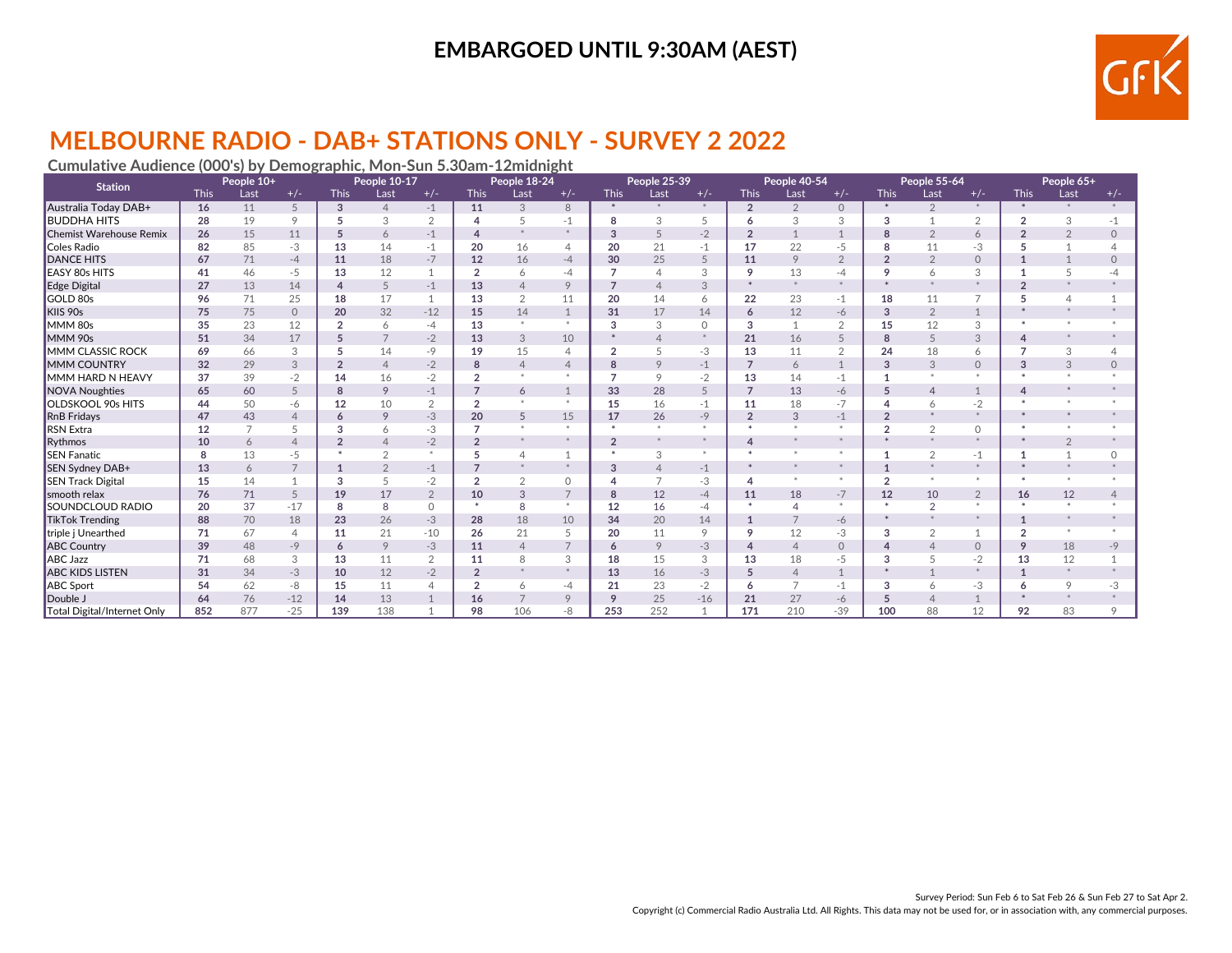EMBARGOED UNTIL 9:30AM (AEST)

# MELBOURNE RADIO - DAB+ STATIONS ONLY - SURVEY 2 2022

**Cumulative Audience (000's) by Demographic, Mon-Sun 5.30am-12midnight**

| Station | People 10+ | | | People 10-17 | | | People 18-24 | | | People 25-39 | | | People 40-54 | | | People 55-64 | | | People 65+ | | |
|---|---|---|---|---|---|---|---|---|---|---|---|---|---|---|---|---|---|---|---|---|---|
| | This | Last | +/- | This | Last | +/- | This | Last | +/- | This | Last | +/- | This | Last | +/- | This | Last | +/- | This | Last | +/- |
| Australia Today DAB+ | 16 | 11 | 5 | 3 | 4 | -1 | 11 | 3 | 8 | * | * | * | 2 | 2 | 0 | * | 2 | * | * | * | * |
| BUDDHA HITS | 28 | 19 | 9 | 5 | 3 | 2 | 4 | 5 | -1 | 8 | 3 | 5 | 6 | 3 | 3 | 3 | 1 | 2 | 2 | 3 | -1 |
| Chemist Warehouse Remix | 26 | 15 | 11 | 5 | 6 | -1 | 4 | * | * | 3 | 5 | -2 | 2 | 1 | 1 | 8 | 2 | 6 | 2 | 2 | 0 |
| Coles Radio | 82 | 85 | -3 | 13 | 14 | -1 | 20 | 16 | 4 | 20 | 21 | -1 | 17 | 22 | -5 | 8 | 11 | -3 | 5 | 1 | 4 |
| DANCE HITS | 67 | 71 | -4 | 11 | 18 | -7 | 12 | 16 | -4 | 30 | 25 | 5 | 11 | 9 | 2 | 2 | 2 | 0 | 1 | 1 | 0 |
| EASY 80s HITS | 41 | 46 | -5 | 13 | 12 | 1 | 2 | 6 | -4 | 7 | 4 | 3 | 9 | 13 | -4 | 9 | 6 | 3 | 1 | 5 | -4 |
| Edge Digital | 27 | 13 | 14 | 4 | 5 | -1 | 13 | 4 | 9 | 7 | 4 | 3 | * | * | * | * | * | * | 2 | * | * |
| GOLD 80s | 96 | 71 | 25 | 18 | 17 | 1 | 13 | 2 | 11 | 20 | 14 | 6 | 22 | 23 | -1 | 18 | 11 | 7 | 5 | 4 | 1 |
| KIIS 90s | 75 | 75 | 0 | 20 | 32 | -12 | 15 | 14 | 1 | 31 | 17 | 14 | 6 | 12 | -6 | 3 | 2 | 1 | * | * | * |
| MMM 80s | 35 | 23 | 12 | 2 | 6 | -4 | 13 | * | * | 3 | 3 | 0 | 3 | 1 | 2 | 15 | 12 | 3 | * | * | * |
| MMM 90s | 51 | 34 | 17 | 5 | 7 | -2 | 13 | 3 | 10 | * | 4 | * | 21 | 16 | 5 | 8 | 5 | 3 | 4 | * | * |
| MMM CLASSIC ROCK | 69 | 66 | 3 | 5 | 14 | -9 | 19 | 15 | 4 | 2 | 5 | -3 | 13 | 11 | 2 | 24 | 18 | 6 | 7 | 3 | 4 |
| MMM COUNTRY | 32 | 29 | 3 | 2 | 4 | -2 | 8 | 4 | 4 | 8 | 9 | -1 | 7 | 6 | 1 | 3 | 3 | 0 | 3 | 3 | 0 |
| MMM HARD N HEAVY | 37 | 39 | -2 | 14 | 16 | -2 | 2 | * | * | 7 | 9 | -2 | 13 | 14 | -1 | 1 | * | * | * | * | * |
| NOVA Noughties | 65 | 60 | 5 | 8 | 9 | -1 | 7 | 6 | 1 | 33 | 28 | 5 | 7 | 13 | -6 | 5 | 4 | 1 | 4 | * | * |
| OLDSKOOL 90s HITS | 44 | 50 | -6 | 12 | 10 | 2 | 2 | * | * | 15 | 16 | -1 | 11 | 18 | -7 | 4 | 6 | -2 | * | * | * |
| RnB Fridays | 47 | 43 | 4 | 6 | 9 | -3 | 20 | 5 | 15 | 17 | 26 | -9 | 2 | 3 | -1 | 2 | * | * | * | * | * |
| RSN Extra | 12 | 7 | 5 | 3 | 6 | -3 | 7 | * | * | * | * | * | * | * | * | 2 | 2 | 0 | * | * | * |
| Rythmos | 10 | 6 | 4 | 2 | 4 | -2 | 2 | * | * | 2 | * | * | 4 | * | * | * | * | * | * | 2 | * |
| SEN Fanatic | 8 | 13 | -5 | * | 2 | * | 5 | 4 | 1 | * | 3 | * | * | * | * | 1 | 2 | -1 | 1 | 1 | 0 |
| SEN Sydney DAB+ | 13 | 6 | 7 | 1 | 2 | -1 | 7 | * | * | 3 | 4 | -1 | * | * | * | 1 | * | * | * | * | * |
| SEN Track Digital | 15 | 14 | 1 | 3 | 5 | -2 | 2 | 2 | 0 | 4 | 7 | -3 | 4 | * | * | 2 | * | * | * | * | * |
| smooth relax | 76 | 71 | 5 | 19 | 17 | 2 | 10 | 3 | 7 | 8 | 12 | -4 | 11 | 18 | -7 | 12 | 10 | 2 | 16 | 12 | 4 |
| SOUNDCLOUD RADIO | 20 | 37 | -17 | 8 | 8 | 0 | * | 8 | * | 12 | 16 | -4 | * | 4 | * | * | 2 | * | * | * | * |
| TikTok Trending | 88 | 70 | 18 | 23 | 26 | -3 | 28 | 18 | 10 | 34 | 20 | 14 | 1 | 7 | -6 | * | * | * | 1 | * | * |
| triple j Unearthed | 71 | 67 | 4 | 11 | 21 | -10 | 26 | 21 | 5 | 20 | 11 | 9 | 9 | 12 | -3 | 3 | 2 | 1 | 2 | * | * |
| ABC Country | 39 | 48 | -9 | 6 | 9 | -3 | 11 | 4 | 7 | 6 | 9 | -3 | 4 | 4 | 0 | 4 | 4 | 0 | 9 | 18 | -9 |
| ABC Jazz | 71 | 68 | 3 | 13 | 11 | 2 | 11 | 8 | 3 | 18 | 15 | 3 | 13 | 18 | -5 | 3 | 5 | -2 | 13 | 12 | 1 |
| ABC KIDS LISTEN | 31 | 34 | -3 | 10 | 12 | -2 | 2 | * | * | 13 | 16 | -3 | 5 | 4 | 1 | * | 1 | * | 1 | * | * |
| ABC Sport | 54 | 62 | -8 | 15 | 11 | 4 | 2 | 6 | -4 | 21 | 23 | -2 | 6 | 7 | -1 | 3 | 6 | -3 | 6 | 9 | -3 |
| Double J | 64 | 76 | -12 | 14 | 13 | 1 | 16 | 7 | 9 | 9 | 25 | -16 | 21 | 27 | -6 | 5 | 4 | 1 | * | * | * |
| Total Digital/Internet Only | 852 | 877 | -25 | 139 | 138 | 1 | 98 | 106 | -8 | 253 | 252 | 1 | 171 | 210 | -39 | 100 | 88 | 12 | 92 | 83 | 9 |

Survey Period: Sun Feb 6 to Sat Feb 26 & Sun Feb 27 to Sat Apr 2.

Copyright (c) Commercial Radio Australia Ltd. All Rights. This data may not be used for, or in association with, any commercial purposes.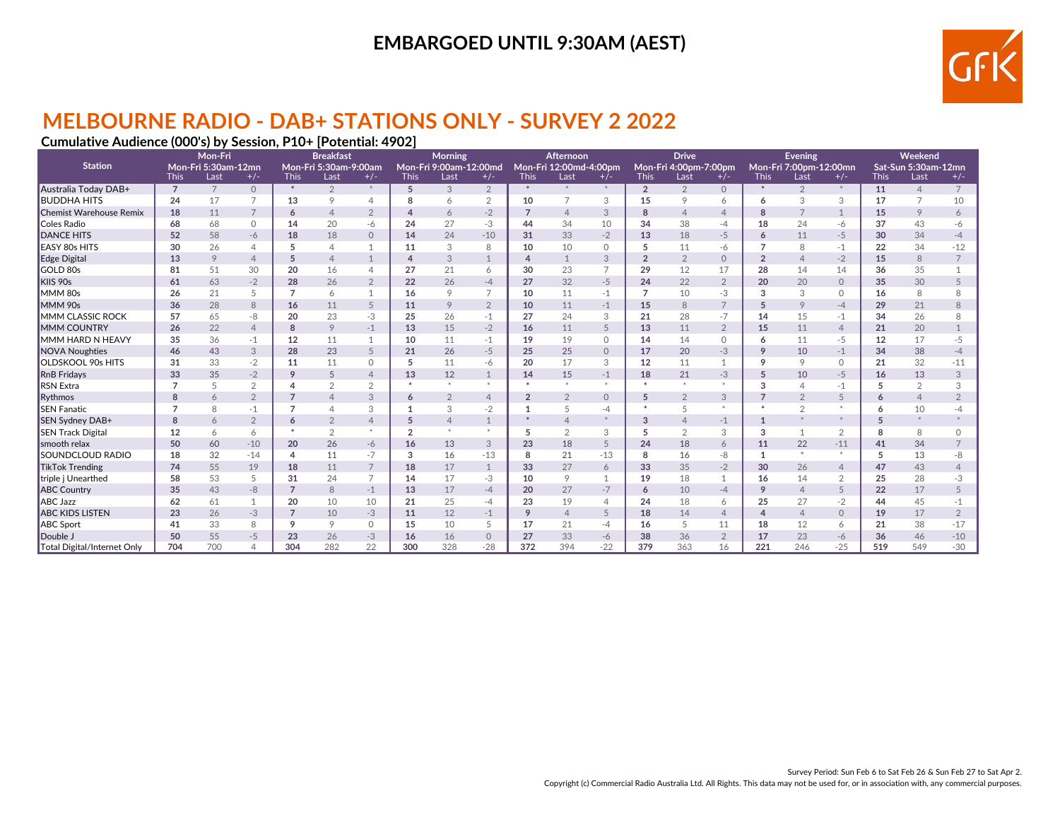EMBARGOED UNTIL 9:30AM (AEST)

# MELBOURNE RADIO - DAB+ STATIONS ONLY - SURVEY 2 2022

**Cumulative Audience (000's) by Session, P10+ [Potential: 4902]**

| Station | Mon-Fri Mon-Fri 5:30am-12mn | | | Breakfast Mon-Fri 5:30am-9:00am | | | Morning Mon-Fri 9:00am-12:00md | | | Afternoon Mon-Fri 12:00md-4:00pm | | | Drive Mon-Fri 4:00pm-7:00pm | | | Evening Mon-Fri 7:00pm-12:00mn | | | Weekend Sat-Sun 5:30am-12mn | | |
|---|---|---|---|---|---|---|---|---|---|---|---|---|---|---|---|---|---|---|---|---|---|
| | This | Last | +/- | This | Last | +/- | This | Last | +/- | This | Last | +/- | This | Last | +/- | This | Last | +/- | This | Last | +/- |
| Australia Today DAB+ | 7 | 7 | 0 | * | 2 | * | 5 | 3 | 2 | * | * | * | 2 | 2 | 0 | * | 2 | * | 11 | 4 | 7 |
| BUDDHA HITS | 24 | 17 | 7 | 13 | 9 | 4 | 8 | 6 | 2 | 10 | 7 | 3 | 15 | 9 | 6 | 6 | 3 | 3 | 17 | 7 | 10 |
| Chemist Warehouse Remix | 18 | 11 | 7 | 6 | 4 | 2 | 4 | 6 | -2 | 7 | 4 | 3 | 8 | 4 | 4 | 8 | 7 | 1 | 15 | 9 | 6 |
| Coles Radio | 68 | 68 | 0 | 14 | 20 | -6 | 24 | 27 | -3 | 44 | 34 | 10 | 34 | 38 | -4 | 18 | 24 | -6 | 37 | 43 | -6 |
| DANCE HITS | 52 | 58 | -6 | 18 | 18 | 0 | 14 | 24 | -10 | 31 | 33 | -2 | 13 | 18 | -5 | 6 | 11 | -5 | 30 | 34 | -4 |
| EASY 80s HITS | 30 | 26 | 4 | 5 | 4 | 1 | 11 | 3 | 8 | 10 | 10 | 0 | 5 | 11 | -6 | 7 | 8 | -1 | 22 | 34 | -12 |
| Edge Digital | 13 | 9 | 4 | 5 | 4 | 1 | 4 | 3 | 1 | 4 | 1 | 3 | 2 | 2 | 0 | 2 | 4 | -2 | 15 | 8 | 7 |
| GOLD 80s | 81 | 51 | 30 | 20 | 16 | 4 | 27 | 21 | 6 | 30 | 23 | 7 | 29 | 12 | 17 | 28 | 14 | 14 | 36 | 35 | 1 |
| KIIS 90s | 61 | 63 | -2 | 28 | 26 | 2 | 22 | 26 | -4 | 27 | 32 | -5 | 24 | 22 | 2 | 20 | 20 | 0 | 35 | 30 | 5 |
| MMM 80s | 26 | 21 | 5 | 7 | 6 | 1 | 16 | 9 | 7 | 10 | 11 | -1 | 7 | 10 | -3 | 3 | 3 | 0 | 16 | 8 | 8 |
| MMM 90s | 36 | 28 | 8 | 16 | 11 | 5 | 11 | 9 | 2 | 10 | 11 | -1 | 15 | 8 | 7 | 5 | 9 | -4 | 29 | 21 | 8 |
| MMM CLASSIC ROCK | 57 | 65 | -8 | 20 | 23 | -3 | 25 | 26 | -1 | 27 | 24 | 3 | 21 | 28 | -7 | 14 | 15 | -1 | 34 | 26 | 8 |
| MMM COUNTRY | 26 | 22 | 4 | 8 | 9 | -1 | 13 | 15 | -2 | 16 | 11 | 5 | 13 | 11 | 2 | 15 | 11 | 4 | 21 | 20 | 1 |
| MMM HARD N HEAVY | 35 | 36 | -1 | 12 | 11 | 1 | 10 | 11 | -1 | 19 | 19 | 0 | 14 | 14 | 0 | 6 | 11 | -5 | 12 | 17 | -5 |
| NOVA Noughties | 46 | 43 | 3 | 28 | 23 | 5 | 21 | 26 | -5 | 25 | 25 | 0 | 17 | 20 | -3 | 9 | 10 | -1 | 34 | 38 | -4 |
| OLDSKOOL 90s HITS | 31 | 33 | -2 | 11 | 11 | 0 | 5 | 11 | -6 | 20 | 17 | 3 | 12 | 11 | 1 | 9 | 9 | 0 | 21 | 32 | -11 |
| RnB Fridays | 33 | 35 | -2 | 9 | 5 | 4 | 13 | 12 | 1 | 14 | 15 | -1 | 18 | 21 | -3 | 5 | 10 | -5 | 16 | 13 | 3 |
| RSN Extra | 7 | 5 | 2 | 4 | 2 | 2 | * | * | * | * | * | * | * | * | * | 3 | 4 | -1 | 5 | 2 | 3 |
| Rythmos | 8 | 6 | 2 | 7 | 4 | 3 | 6 | 2 | 4 | 2 | 2 | 0 | 5 | 2 | 3 | 7 | 2 | 5 | 6 | 4 | 2 |
| SEN Fanatic | 7 | 8 | -1 | 7 | 4 | 3 | 1 | 3 | -2 | 1 | 5 | -4 | * | 5 | * | * | 2 | * | 6 | 10 | -4 |
| SEN Sydney DAB+ | 8 | 6 | 2 | 6 | 2 | 4 | 5 | 4 | 1 | * | 4 | * | 3 | 4 | -1 | 1 | * | * | 5 | * | * |
| SEN Track Digital | 12 | 6 | 6 | * | 2 | * | 2 | * | * | 5 | 2 | 3 | 5 | 2 | 3 | 3 | 1 | 2 | 8 | 8 | 0 |
| smooth relax | 50 | 60 | -10 | 20 | 26 | -6 | 16 | 13 | 3 | 23 | 18 | 5 | 24 | 18 | 6 | 11 | 22 | -11 | 41 | 34 | 7 |
| SOUNDCLOUD RADIO | 18 | 32 | -14 | 4 | 11 | -7 | 3 | 16 | -13 | 8 | 21 | -13 | 8 | 16 | -8 | 1 | * | * | 5 | 13 | -8 |
| TikTok Trending | 74 | 55 | 19 | 18 | 11 | 7 | 18 | 17 | 1 | 33 | 27 | 6 | 33 | 35 | -2 | 30 | 26 | 4 | 47 | 43 | 4 |
| triple j Unearthed | 58 | 53 | 5 | 31 | 24 | 7 | 14 | 17 | -3 | 10 | 9 | 1 | 19 | 18 | 1 | 16 | 14 | 2 | 25 | 28 | -3 |
| ABC Country | 35 | 43 | -8 | 7 | 8 | -1 | 13 | 17 | -4 | 20 | 27 | -7 | 6 | 10 | -4 | 9 | 4 | 5 | 22 | 17 | 5 |
| ABC Jazz | 62 | 61 | 1 | 20 | 10 | 10 | 21 | 25 | -4 | 23 | 19 | 4 | 24 | 18 | 6 | 25 | 27 | -2 | 44 | 45 | -1 |
| ABC KIDS LISTEN | 23 | 26 | -3 | 7 | 10 | -3 | 11 | 12 | -1 | 9 | 4 | 5 | 18 | 14 | 4 | 4 | 4 | 0 | 19 | 17 | 2 |
| ABC Sport | 41 | 33 | 8 | 9 | 9 | 0 | 15 | 10 | 5 | 17 | 21 | -4 | 16 | 5 | 11 | 18 | 12 | 6 | 21 | 38 | -17 |
| Double J | 50 | 55 | -5 | 23 | 26 | -3 | 16 | 16 | 0 | 27 | 33 | -6 | 38 | 36 | 2 | 17 | 23 | -6 | 36 | 46 | -10 |
| Total Digital/Internet Only | 704 | 700 | 4 | 304 | 282 | 22 | 300 | 328 | -28 | 372 | 394 | -22 | 379 | 363 | 16 | 221 | 246 | -25 | 519 | 549 | -30 |

Survey Period: Sun Feb 6 to Sat Feb 26 & Sun Feb 27 to Sat Apr 2.

Copyright (c) Commercial Radio Australia Ltd. All Rights. This data may not be used for, or in association with, any commercial purposes.